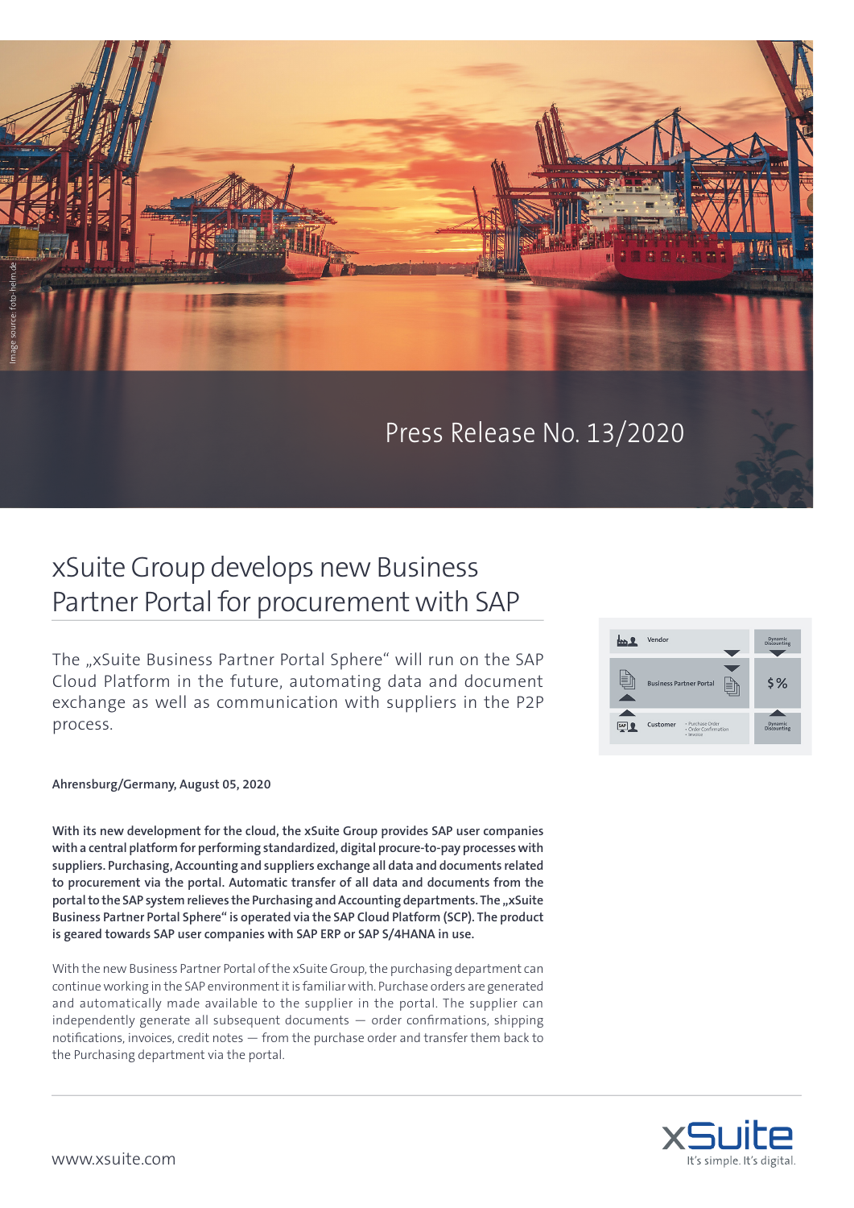Press Release No. 13/2020

# xSuite Group develops new Business Partner Portal for procurement with SAP

The „xSuite Business Partner Portal Sphere“ will run on the SAP Cloud Platform in the future, automating data and document exchange as well as communication with suppliers in the P2P process.

**Ahrensburg/Germany, August 05, 2020**

**With its new development for the cloud, the xSuite Group provides SAP user companies with a central platform for performing standardized, digital procure-to-pay processes with suppliers. Purchasing, Accounting and suppliers exchange all data and documents related to procurement via the portal. Automatic transfer of all data and documents from the portal to the SAP system relieves the Purchasing and Accounting departments. The „xSuite Business Partner Portal Sphere“ is operated via the SAP Cloud Platform (SCP). The product is geared towards SAP user companies with SAP ERP or SAP S/4HANA in use.**

With the new Business Partner Portal of the xSuite Group, the purchasing department can continue working in the SAP environment it is familiar with. Purchase orders are generated and automatically made available to the supplier in the portal. The supplier can independently generate all subsequent documents — order confirmations, shipping notifications, invoices, credit notes — from the purchase order and transfer them back to the Purchasing department via the portal.

www.xsuite.com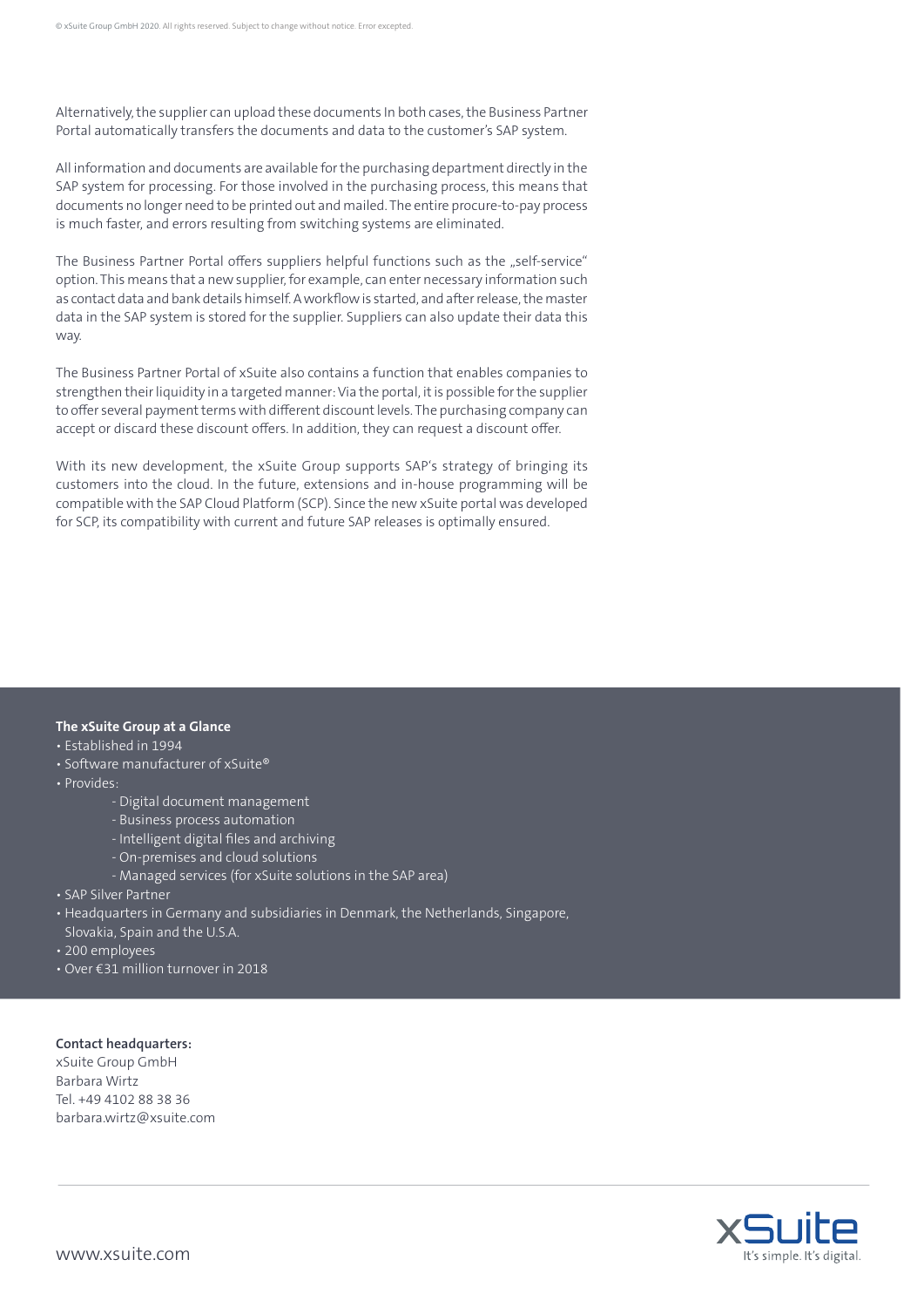Alternatively, the supplier can upload these documents In both cases, the Business Partner Portal automatically transfers the documents and data to the customer's SAP system.

All information and documents are available for the purchasing department directly in the SAP system for processing. For those involved in the purchasing process, this means that documents no longer need to be printed out and mailed. The entire procure-to-pay process is much faster, and errors resulting from switching systems are eliminated.

The Business Partner Portal offers suppliers helpful functions such as the „self-service" option. This means that a new supplier, for example, can enter necessary information such as contact data and bank details himself. A workflow is started, and after release, the master data in the SAP system is stored for the supplier. Suppliers can also update their data this way.

The Business Partner Portal of xSuite also contains a function that enables companies to strengthen their liquidity in a targeted manner: Via the portal, it is possible for the supplier to offer several payment terms with different discount levels. The purchasing company can accept or discard these discount offers. In addition, they can request a discount offer.

With its new development, the xSuite Group supports SAP's strategy of bringing its customers into the cloud. In the future, extensions and in-house programming will be compatible with the SAP Cloud Platform (SCP). Since the new xSuite portal was developed for SCP, its compatibility with current and future SAP releases is optimally ensured.

**The xSuite Group at a Glance**

- Established in 1994
- Software manufacturer of xSuite®
- Provides:
  - Digital document management
  - Business process automation
  - Intelligent digital files and archiving
  - On-premises and cloud solutions
  - Managed services (for xSuite solutions in the SAP area)
- SAP Silver Partner
- Headquarters in Germany and subsidiaries in Denmark, the Netherlands, Singapore, Slovakia, Spain and the U.S.A.
- 200 employees
- Over €31 million turnover in 2018

**Contact headquarters:**
xSuite Group GmbH
Barbara Wirtz
Tel. +49 4102 88 38 36
barbara.wirtz@xsuite.com

www.xsuite.com

xSuite
It's simple. It's digital.